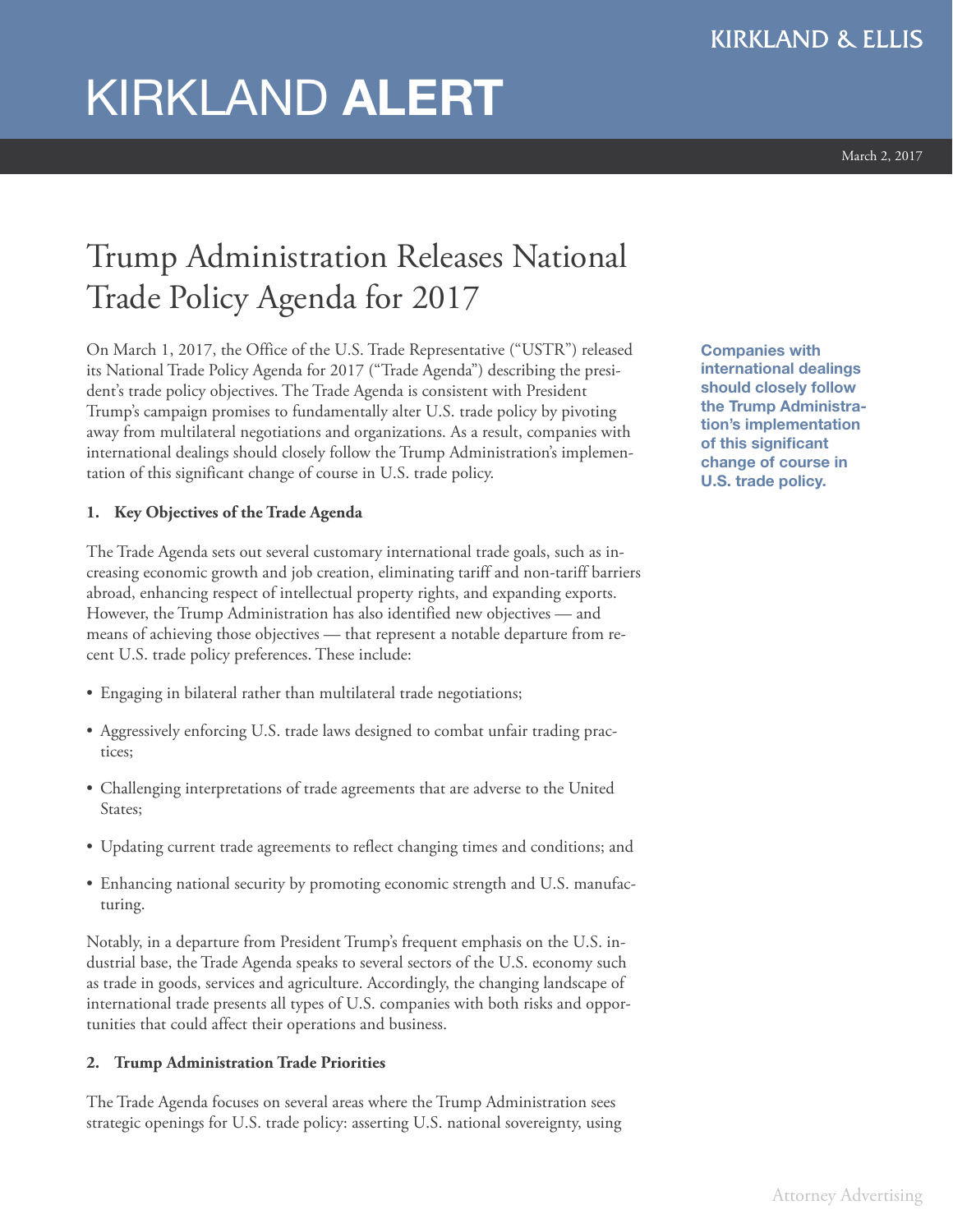KIRKLAND & ELLIS

# KIRKLAND **ALERT**

March 2, 2017

## Trump Administration Releases National Trade Policy Agenda for 2017

On March 1, 2017, the Office of the U.S. Trade Representative ("USTR") released its National Trade Policy Agenda for 2017 ("Trade Agenda") describing the president's trade policy objectives. The Trade Agenda is consistent with President Trump's campaign promises to fundamentally alter U.S. trade policy by pivoting away from multilateral negotiations and organizations. As a result, companies with international dealings should closely follow the Trump Administration's implementation of this significant change of course in U.S. trade policy.

**Companies with international dealings should closely follow the Trump Administration's implementation of this significant change of course in U.S. trade policy.**

### 1. Key Objectives of the Trade Agenda

The Trade Agenda sets out several customary international trade goals, such as increasing economic growth and job creation, eliminating tariff and non-tariff barriers abroad, enhancing respect of intellectual property rights, and expanding exports. However, the Trump Administration has also identified new objectives — and means of achieving those objectives — that represent a notable departure from recent U.S. trade policy preferences. These include:

- Engaging in bilateral rather than multilateral trade negotiations;
- Aggressively enforcing U.S. trade laws designed to combat unfair trading practices;
- Challenging interpretations of trade agreements that are adverse to the United States;
- Updating current trade agreements to reflect changing times and conditions; and
- Enhancing national security by promoting economic strength and U.S. manufacturing.

Notably, in a departure from President Trump's frequent emphasis on the U.S. industrial base, the Trade Agenda speaks to several sectors of the U.S. economy such as trade in goods, services and agriculture. Accordingly, the changing landscape of international trade presents all types of U.S. companies with both risks and opportunities that could affect their operations and business.

### 2. Trump Administration Trade Priorities

The Trade Agenda focuses on several areas where the Trump Administration sees strategic openings for U.S. trade policy: asserting U.S. national sovereignty, using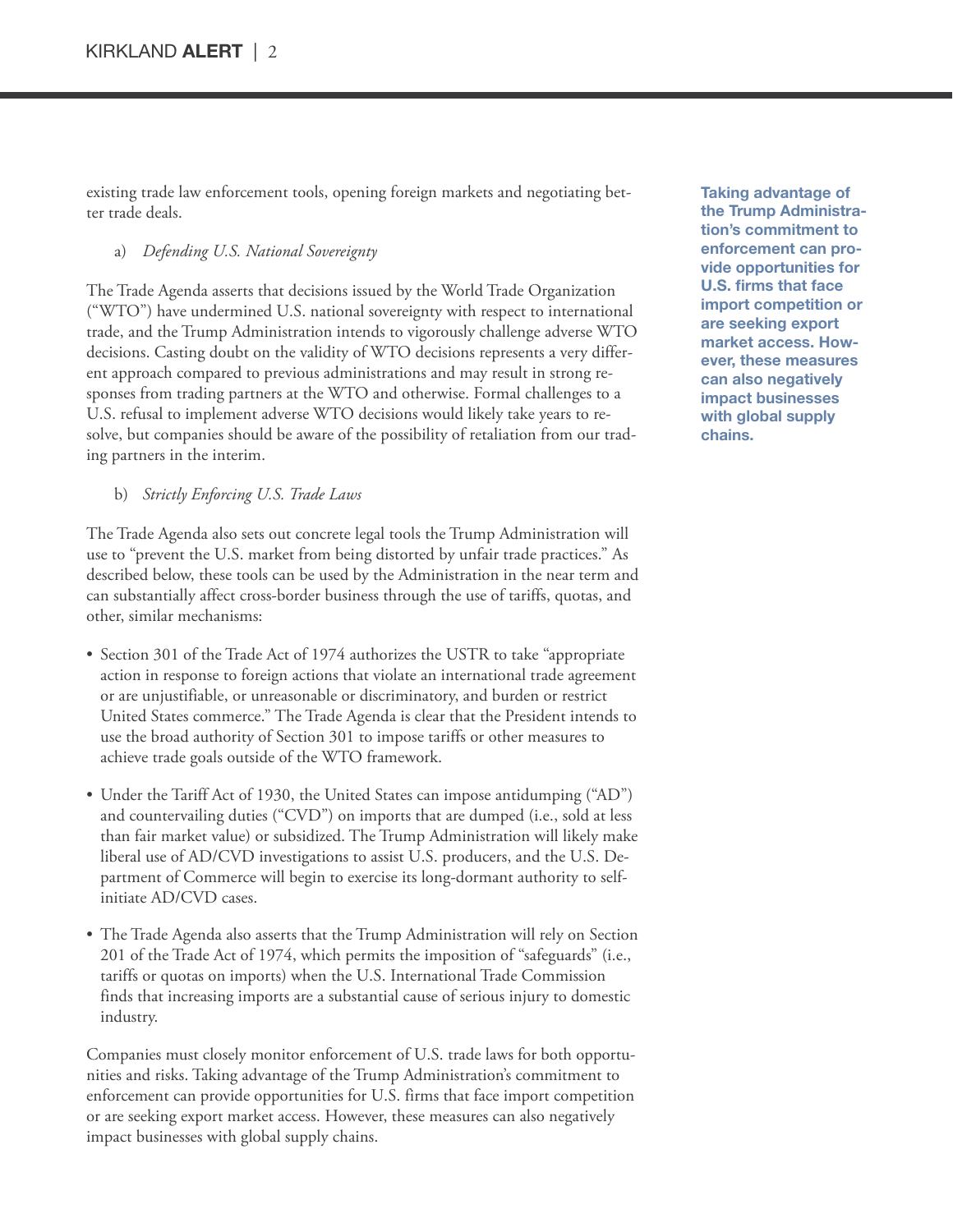existing trade law enforcement tools, opening foreign markets and negotiating better trade deals.

a) *Defending U.S. National Sovereignty*

The Trade Agenda asserts that decisions issued by the World Trade Organization ("WTO") have undermined U.S. national sovereignty with respect to international trade, and the Trump Administration intends to vigorously challenge adverse WTO decisions. Casting doubt on the validity of WTO decisions represents a very different approach compared to previous administrations and may result in strong responses from trading partners at the WTO and otherwise. Formal challenges to a U.S. refusal to implement adverse WTO decisions would likely take years to resolve, but companies should be aware of the possibility of retaliation from our trading partners in the interim.

b) *Strictly Enforcing U.S. Trade Laws*

The Trade Agenda also sets out concrete legal tools the Trump Administration will use to "prevent the U.S. market from being distorted by unfair trade practices." As described below, these tools can be used by the Administration in the near term and can substantially affect cross-border business through the use of tariffs, quotas, and other, similar mechanisms:

- Section 301 of the Trade Act of 1974 authorizes the USTR to take "appropriate action in response to foreign actions that violate an international trade agreement or are unjustifiable, or unreasonable or discriminatory, and burden or restrict United States commerce." The Trade Agenda is clear that the President intends to use the broad authority of Section 301 to impose tariffs or other measures to achieve trade goals outside of the WTO framework.
- Under the Tariff Act of 1930, the United States can impose antidumping ("AD") and countervailing duties ("CVD") on imports that are dumped (i.e., sold at less than fair market value) or subsidized. The Trump Administration will likely make liberal use of AD/CVD investigations to assist U.S. producers, and the U.S. Department of Commerce will begin to exercise its long-dormant authority to self-initiate AD/CVD cases.
- The Trade Agenda also asserts that the Trump Administration will rely on Section 201 of the Trade Act of 1974, which permits the imposition of "safeguards" (i.e., tariffs or quotas on imports) when the U.S. International Trade Commission finds that increasing imports are a substantial cause of serious injury to domestic industry.

Companies must closely monitor enforcement of U.S. trade laws for both opportunities and risks. Taking advantage of the Trump Administration's commitment to enforcement can provide opportunities for U.S. firms that face import competition or are seeking export market access. However, these measures can also negatively impact businesses with global supply chains.

**Taking advantage of the Trump Administration's commitment to enforcement can provide opportunities for U.S. firms that face import competition or are seeking export market access. However, these measures can also negatively impact businesses with global supply chains.**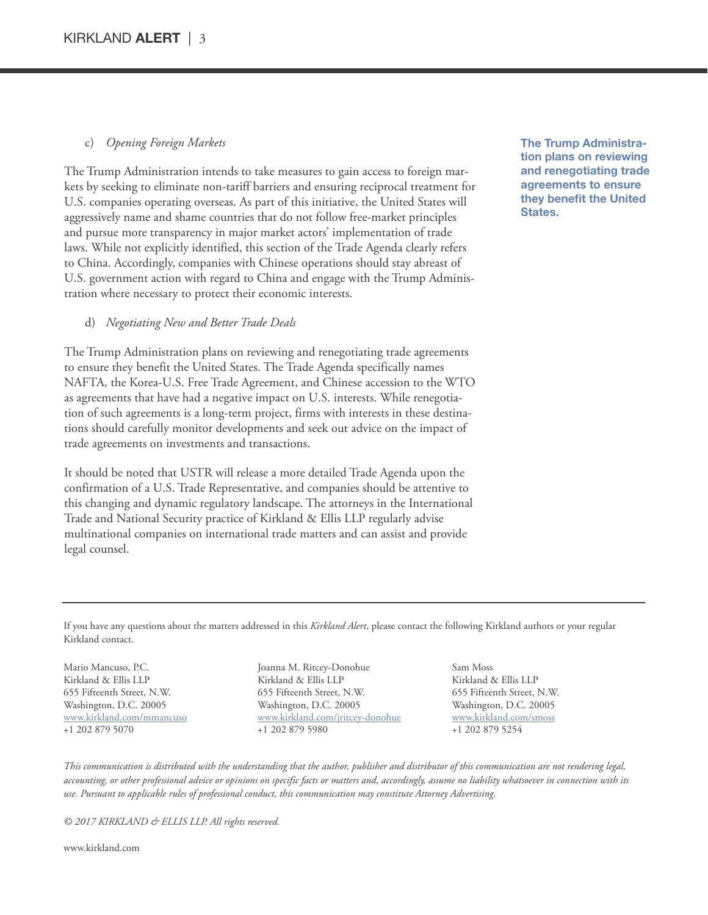c) *Opening Foreign Markets*

The Trump Administration intends to take measures to gain access to foreign markets by seeking to eliminate non-tariff barriers and ensuring reciprocal treatment for U.S. companies operating overseas. As part of this initiative, the United States will aggressively name and shame countries that do not follow free-market principles and pursue more transparency in major market actors' implementation of trade laws. While not explicitly identified, this section of the Trade Agenda clearly refers to China. Accordingly, companies with Chinese operations should stay abreast of U.S. government action with regard to China and engage with the Trump Administration where necessary to protect their economic interests.

**The Trump Administration plans on reviewing and renegotiating trade agreements to ensure they benefit the United States.**

d) *Negotiating New and Better Trade Deals*

The Trump Administration plans on reviewing and renegotiating trade agreements to ensure they benefit the United States. The Trade Agenda specifically names NAFTA, the Korea-U.S. Free Trade Agreement, and Chinese accession to the WTO as agreements that have had a negative impact on U.S. interests. While renegotiation of such agreements is a long-term project, firms with interests in these destinations should carefully monitor developments and seek out advice on the impact of trade agreements on investments and transactions.

It should be noted that USTR will release a more detailed Trade Agenda upon the confirmation of a U.S. Trade Representative, and companies should be attentive to this changing and dynamic regulatory landscape. The attorneys in the International Trade and National Security practice of Kirkland & Ellis LLP regularly advise multinational companies on international trade matters and can assist and provide legal counsel.

---

If you have any questions about the matters addressed in this *Kirkland Alert*, please contact the following Kirkland authors or your regular Kirkland contact.

Mario Mancuso, P.C.
Kirkland & Ellis LLP
655 Fifteenth Street, N.W.
Washington, D.C. 20005
www.kirkland.com/mmancuso
+1 202 879 5070

Joanna M. Ritcey-Donohue
Kirkland & Ellis LLP
655 Fifteenth Street, N.W.
Washington, D.C. 20005
www.kirkland.com/jritcey-donohue
+1 202 879 5980

Sam Moss
Kirkland & Ellis LLP
655 Fifteenth Street, N.W.
Washington, D.C. 20005
www.kirkland.com/smoss
+1 202 879 5254

*This communication is distributed with the understanding that the author, publisher and distributor of this communication are not rendering legal, accounting, or other professional advice or opinions on specific facts or matters and, accordingly, assume no liability whatsoever in connection with its use. Pursuant to applicable rules of professional conduct, this communication may constitute Attorney Advertising.*

*© 2017 KIRKLAND & ELLIS LLP. All rights reserved.*

www.kirkland.com